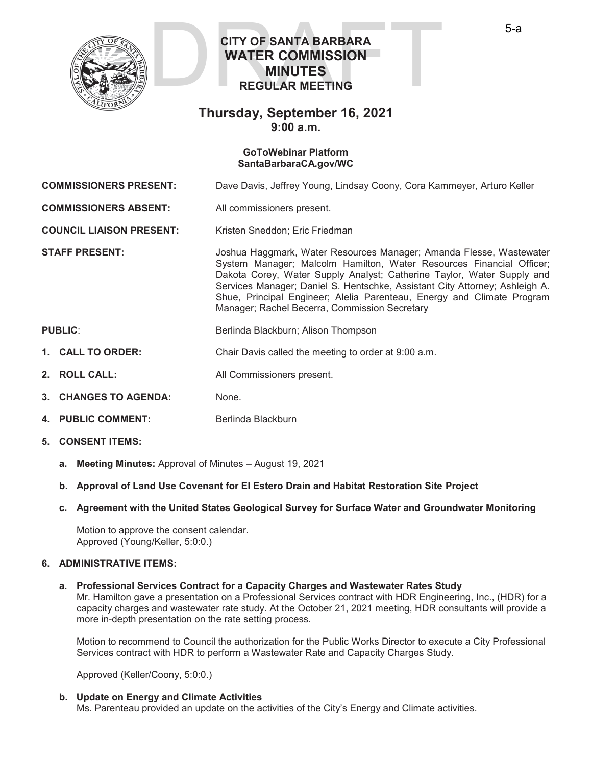DRAFT

# CITY OF SANTA BARBARA WATER COMMISSION MINUTES

## REGULAR MEETING

## Thursday, September 16, 2021
## 9:00 a.m.

**GoToWebinar Platform**
**SantaBarbaraCA.gov/WC**

**COMMISSIONERS PRESENT:** Dave Davis, Jeffrey Young, Lindsay Coony, Cora Kammeyer, Arturo Keller

**COMMISSIONERS ABSENT:** All commissioners present.

**COUNCIL LIAISON PRESENT:** Kristen Sneddon; Eric Friedman

**STAFF PRESENT:** Joshua Haggmark, Water Resources Manager; Amanda Flesse, Wastewater System Manager; Malcolm Hamilton, Water Resources Financial Officer; Dakota Corey, Water Supply Analyst; Catherine Taylor, Water Supply and Services Manager; Daniel S. Hentschke, Assistant City Attorney; Ashleigh A. Shue, Principal Engineer; Alelia Parenteau, Energy and Climate Program Manager; Rachel Becerra, Commission Secretary

**PUBLIC**: Berlinda Blackburn; Alison Thompson

1. **CALL TO ORDER:** Chair Davis called the meeting to order at 9:00 a.m.

2. **ROLL CALL:** All Commissioners present.

3. **CHANGES TO AGENDA:** None.

4. **PUBLIC COMMENT:** Berlinda Blackburn

5. **CONSENT ITEMS:**

   a. **Meeting Minutes:** Approval of Minutes – August 19, 2021

   b. **Approval of Land Use Covenant for El Estero Drain and Habitat Restoration Site Project**

   c. **Agreement with the United States Geological Survey for Surface Water and Groundwater Monitoring**

   Motion to approve the consent calendar.
   Approved (Young/Keller, 5:0:0.)

6. **ADMINISTRATIVE ITEMS:**

   a. **Professional Services Contract for a Capacity Charges and Wastewater Rates Study**
   Mr. Hamilton gave a presentation on a Professional Services contract with HDR Engineering, Inc., (HDR) for a capacity charges and wastewater rate study. At the October 21, 2021 meeting, HDR consultants will provide a more in-depth presentation on the rate setting process.

   Motion to recommend to Council the authorization for the Public Works Director to execute a City Professional Services contract with HDR to perform a Wastewater Rate and Capacity Charges Study.

   Approved (Keller/Coony, 5:0:0.)

   b. **Update on Energy and Climate Activities**
   Ms. Parenteau provided an update on the activities of the City's Energy and Climate activities.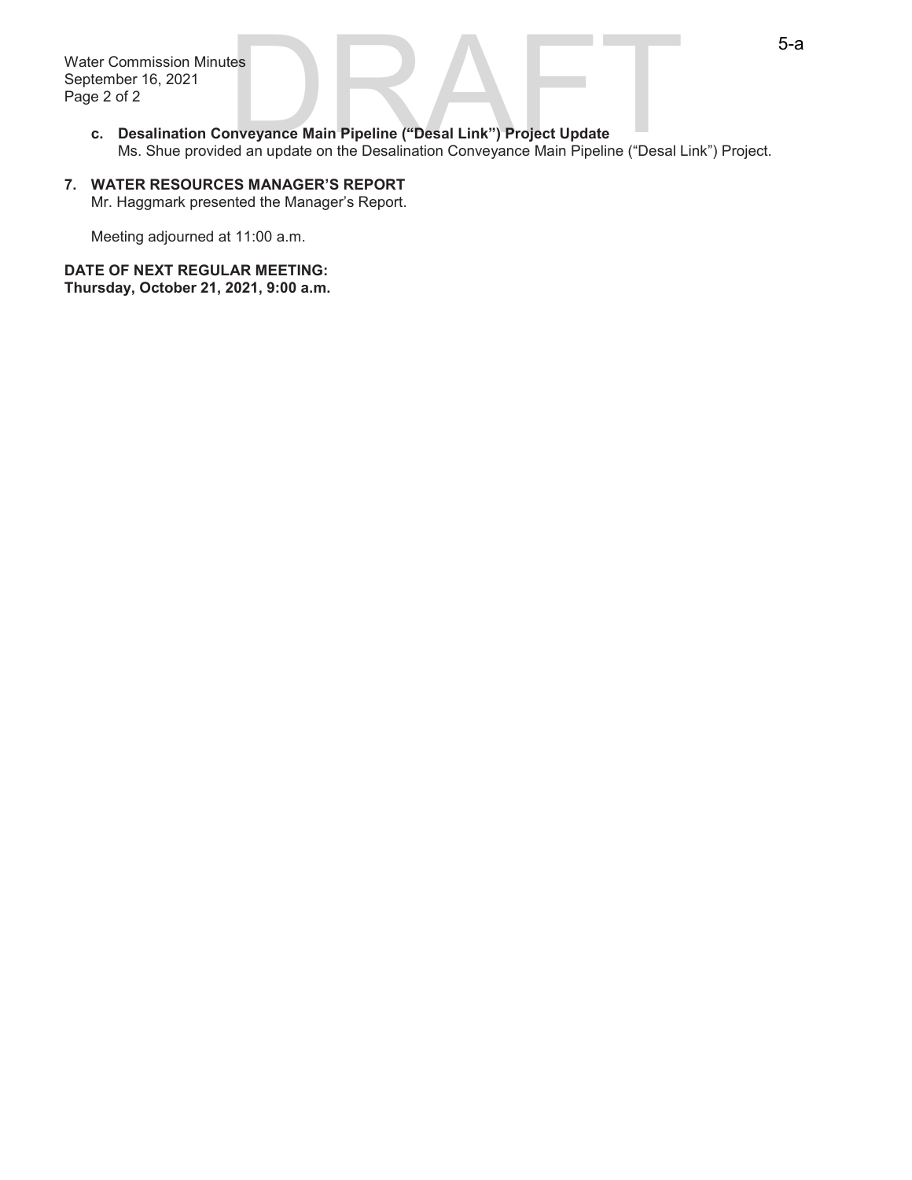**c. Desalination Conveyance Main Pipeline ("Desal Link") Project Update**

Ms. Shue provided an update on the Desalination Conveyance Main Pipeline ("Desal Link") Project.

**7. WATER RESOURCES MANAGER'S REPORT**

Mr. Haggmark presented the Manager's Report.

Meeting adjourned at 11:00 a.m.

**DATE OF NEXT REGULAR MEETING:**
**Thursday, October 21, 2021, 9:00 a.m.**